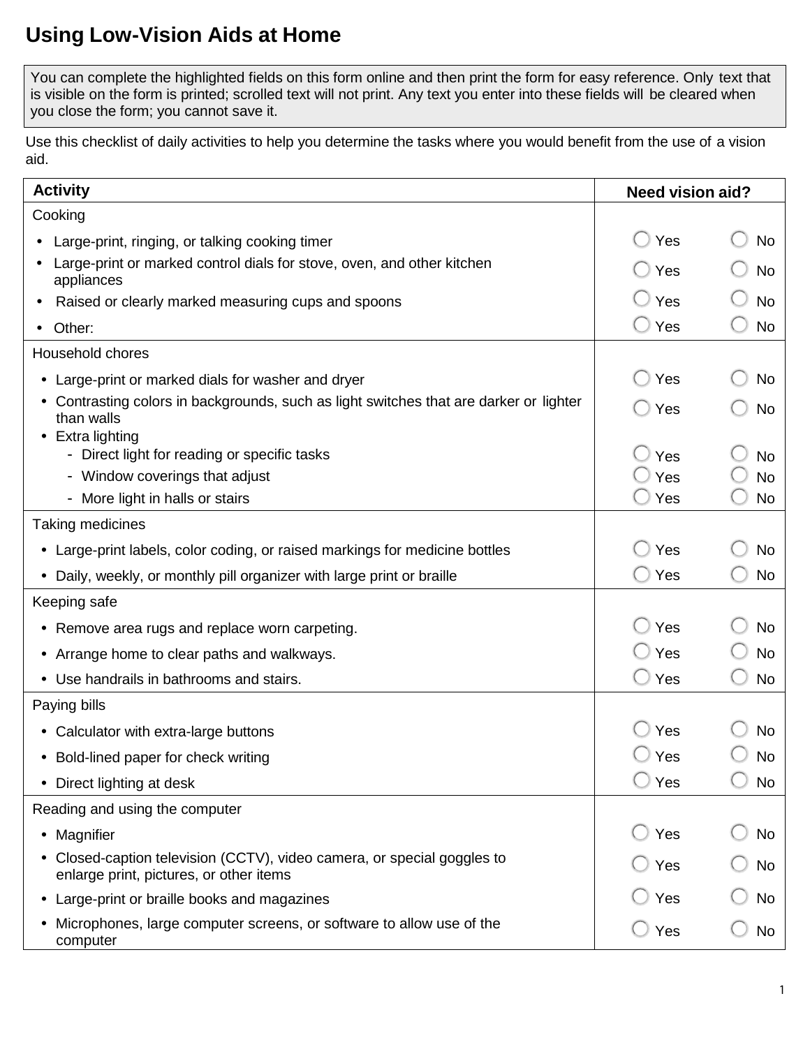# Using Low-Vision Aids at Home

You can complete the highlighted fields on this form online and then print the form for easy reference. Only text that is visible on the form is printed; scrolled text will not print. Any text you enter into these fields will be cleared when you close the form; you cannot save it.

Use this checklist of daily activities to help you determine the tasks where you would benefit from the use of a vision aid.

| Activity | Need vision aid? | |
|---|---|---|
| **Cooking** | | |
| • Large-print, ringing, or talking cooking timer | ◯ Yes | ◯ No |
| • Large-print or marked control dials for stove, oven, and other kitchen appliances | ◯ Yes | ◯ No |
| • Raised or clearly marked measuring cups and spoons | ◯ Yes | ◯ No |
| • Other: | ◯ Yes | ◯ No |
| **Household chores** | | |
| • Large-print or marked dials for washer and dryer | ◯ Yes | ◯ No |
| • Contrasting colors in backgrounds, such as light switches that are darker or lighter than walls | ◯ Yes | ◯ No |
| • Extra lighting | | |
| - Direct light for reading or specific tasks | ◯ Yes | ◯ No |
| - Window coverings that adjust | ◯ Yes | ◯ No |
| - More light in halls or stairs | ◯ Yes | ◯ No |
| **Taking medicines** | | |
| • Large-print labels, color coding, or raised markings for medicine bottles | ◯ Yes | ◯ No |
| • Daily, weekly, or monthly pill organizer with large print or braille | ◯ Yes | ◯ No |
| **Keeping safe** | | |
| • Remove area rugs and replace worn carpeting. | ◯ Yes | ◯ No |
| • Arrange home to clear paths and walkways. | ◯ Yes | ◯ No |
| • Use handrails in bathrooms and stairs. | ◯ Yes | ◯ No |
| **Paying bills** | | |
| • Calculator with extra-large buttons | ◯ Yes | ◯ No |
| • Bold-lined paper for check writing | ◯ Yes | ◯ No |
| • Direct lighting at desk | ◯ Yes | ◯ No |
| **Reading and using the computer** | | |
| • Magnifier | ◯ Yes | ◯ No |
| • Closed-caption television (CCTV), video camera, or special goggles to enlarge print, pictures, or other items | ◯ Yes | ◯ No |
| • Large-print or braille books and magazines | ◯ Yes | ◯ No |
| • Microphones, large computer screens, or software to allow use of the computer | ◯ Yes | ◯ No |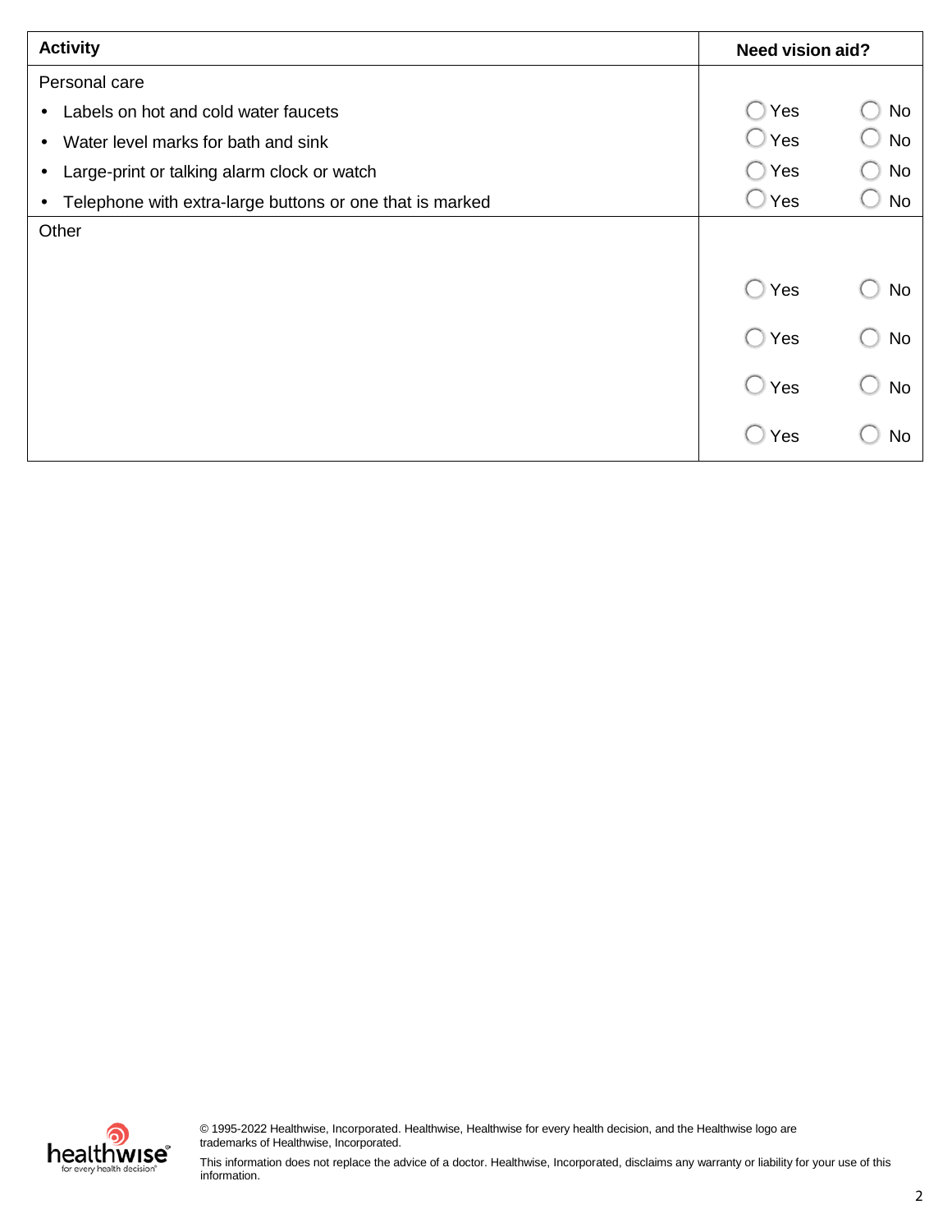| Activity | Need vision aid? | |
|---|---|---|
| Personal care | | |
| • Labels on hot and cold water faucets | ◯ Yes | ◯ No |
| • Water level marks for bath and sink | ◯ Yes | ◯ No |
| • Large-print or talking alarm clock or watch | ◯ Yes | ◯ No |
| • Telephone with extra-large buttons or one that is marked | ◯ Yes | ◯ No |
| Other | | |
| | ◯ Yes | ◯ No |
| | ◯ Yes | ◯ No |
| | ◯ Yes | ◯ No |
| | ◯ Yes | ◯ No |

© 1995-2022 Healthwise, Incorporated. Healthwise, Healthwise for every health decision, and the Healthwise logo are trademarks of Healthwise, Incorporated.

This information does not replace the advice of a doctor. Healthwise, Incorporated, disclaims any warranty or liability for your use of this information.